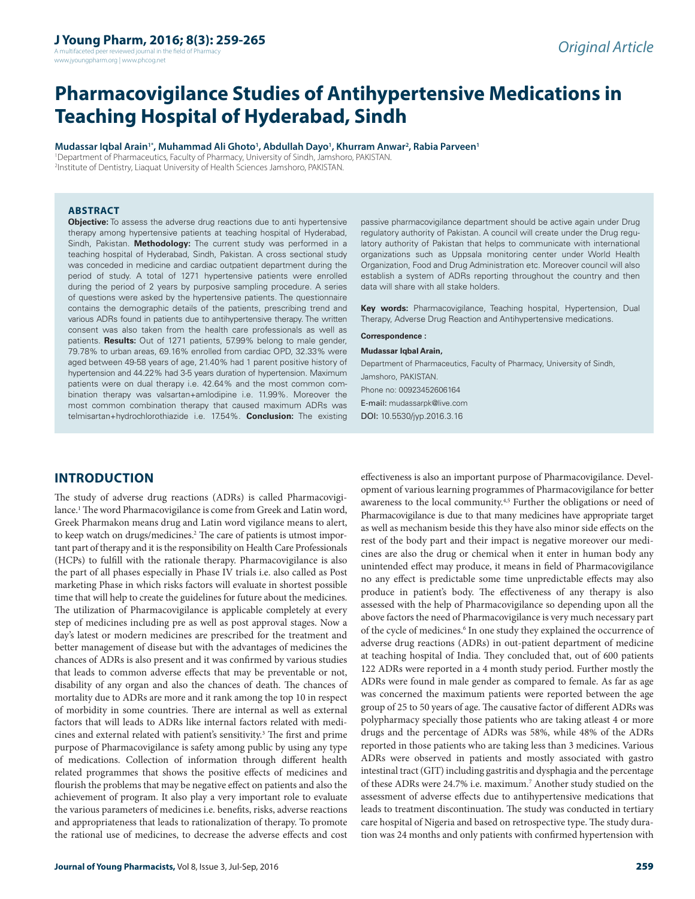*Original Article*

# Pharmacovigilance Studies of Antihypertensive Medications in Teaching Hospital of Hyderabad, Sindh

**Mudassar Iqbal Arain[1*], Muhammad Ali Ghoto[1], Abdullah Dayo[1], Khurram Anwar[2], Rabia Parveen[1]**

[1]Department of Pharmaceutics, Faculty of Pharmacy, University of Sindh, Jamshoro, PAKISTAN.
[2]Institute of Dentistry, Liaquat University of Health Sciences Jamshoro, PAKISTAN.

## ABSTRACT

**Objective:** To assess the adverse drug reactions due to anti hypertensive therapy among hypertensive patients at teaching hospital of Hyderabad, Sindh, Pakistan. **Methodology:** The current study was performed in a teaching hospital of Hyderabad, Sindh, Pakistan. A cross sectional study was conceded in medicine and cardiac outpatient department during the period of study. A total of 1271 hypertensive patients were enrolled during the period of 2 years by purposive sampling procedure. A series of questions were asked by the hypertensive patients. The questionnaire contains the demographic details of the patients, prescribing trend and various ADRs found in patients due to antihypertensive therapy. The written consent was also taken from the health care professionals as well as patients. **Results:** Out of 1271 patients, 57.99% belong to male gender, 79.78% to urban areas, 69.16% enrolled from cardiac OPD, 32.33% were aged between 49-58 years of age, 21.40% had 1 parent positive history of hypertension and 44.22% had 3-5 years duration of hypertension. Maximum patients were on dual therapy i.e. 42.64% and the most common combination therapy was valsartan+amlodipine i.e. 11.99%. Moreover the most common combination therapy that caused maximum ADRs was telmisartan+hydrochlorothiazide i.e. 17.54%. **Conclusion:** The existing passive pharmacovigilance department should be active again under Drug regulatory authority of Pakistan. A council will create under the Drug regulatory authority of Pakistan that helps to communicate with international organizations such as Uppsala monitoring center under World Health Organization, Food and Drug Administration etc. Moreover council will also establish a system of ADRs reporting throughout the country and then data will share with all stake holders.

**Key words:** Pharmacovigilance, Teaching hospital, Hypertension, Dual Therapy, Adverse Drug Reaction and Antihypertensive medications.

**Correspondence :**

**Mudassar Iqbal Arain,**

Department of Pharmaceutics, Faculty of Pharmacy, University of Sindh, Jamshoro, PAKISTAN.

Phone no: 00923452606164

E-mail: mudassarpk@live.com

DOI: 10.5530/jyp.2016.3.16

## INTRODUCTION

The study of adverse drug reactions (ADRs) is called Pharmacovigilance.[1] The word Pharmacovigilance is come from Greek and Latin word, Greek Pharmakon means drug and Latin word vigilance means to alert, to keep watch on drugs/medicines.[2] The care of patients is utmost important part of therapy and it is the responsibility on Health Care Professionals (HCPs) to fulfill with the rationale therapy. Pharmacovigilance is also the part of all phases especially in Phase IV trials i.e. also called as Post marketing Phase in which risks factors will evaluate in shortest possible time that will help to create the guidelines for future about the medicines. The utilization of Pharmacovigilance is applicable completely at every step of medicines including pre as well as post approval stages. Now a day's latest or modern medicines are prescribed for the treatment and better management of disease but with the advantages of medicines the chances of ADRs is also present and it was confirmed by various studies that leads to common adverse effects that may be preventable or not, disability of any organ and also the chances of death. The chances of mortality due to ADRs are more and it rank among the top 10 in respect of morbidity in some countries. There are internal as well as external factors that will leads to ADRs like internal factors related with medicines and external related with patient's sensitivity.[3] The first and prime purpose of Pharmacovigilance is safety among public by using any type of medications. Collection of information through different health related programmes that shows the positive effects of medicines and flourish the problems that may be negative effect on patients and also the achievement of program. It also play a very important role to evaluate the various parameters of medicines i.e. benefits, risks, adverse reactions and appropriateness that leads to rationalization of therapy. To promote the rational use of medicines, to decrease the adverse effects and cost effectiveness is also an important purpose of Pharmacovigilance. Development of various learning programmes of Pharmacovigilance for better awareness to the local community.[4,5] Further the obligations or need of Pharmacovigilance is due to that many medicines have appropriate target as well as mechanism beside this they have also minor side effects on the rest of the body part and their impact is negative moreover our medicines are also the drug or chemical when it enter in human body any unintended effect may produce, it means in field of Pharmacovigilance no any effect is predictable some time unpredictable effects may also produce in patient's body. The effectiveness of any therapy is also assessed with the help of Pharmacovigilance so depending upon all the above factors the need of Pharmacovigilance is very much necessary part of the cycle of medicines.[6] In one study they explained the occurrence of adverse drug reactions (ADRs) in out-patient department of medicine at teaching hospital of India. They concluded that, out of 600 patients 122 ADRs were reported in a 4 month study period. Further mostly the ADRs were found in male gender as compared to female. As far as age was concerned the maximum patients were reported between the age group of 25 to 50 years of age. The causative factor of different ADRs was polypharmacy specially those patients who are taking atleast 4 or more drugs and the percentage of ADRs was 58%, while 48% of the ADRs reported in those patients who are taking less than 3 medicines. Various ADRs were observed in patients and mostly associated with gastro intestinal tract (GIT) including gastritis and dysphagia and the percentage of these ADRs were 24.7% i.e. maximum.[7] Another study studied on the assessment of adverse effects due to antihypertensive medications that leads to treatment discontinuation. The study was conducted in tertiary care hospital of Nigeria and based on retrospective type. The study duration was 24 months and only patients with confirmed hypertension with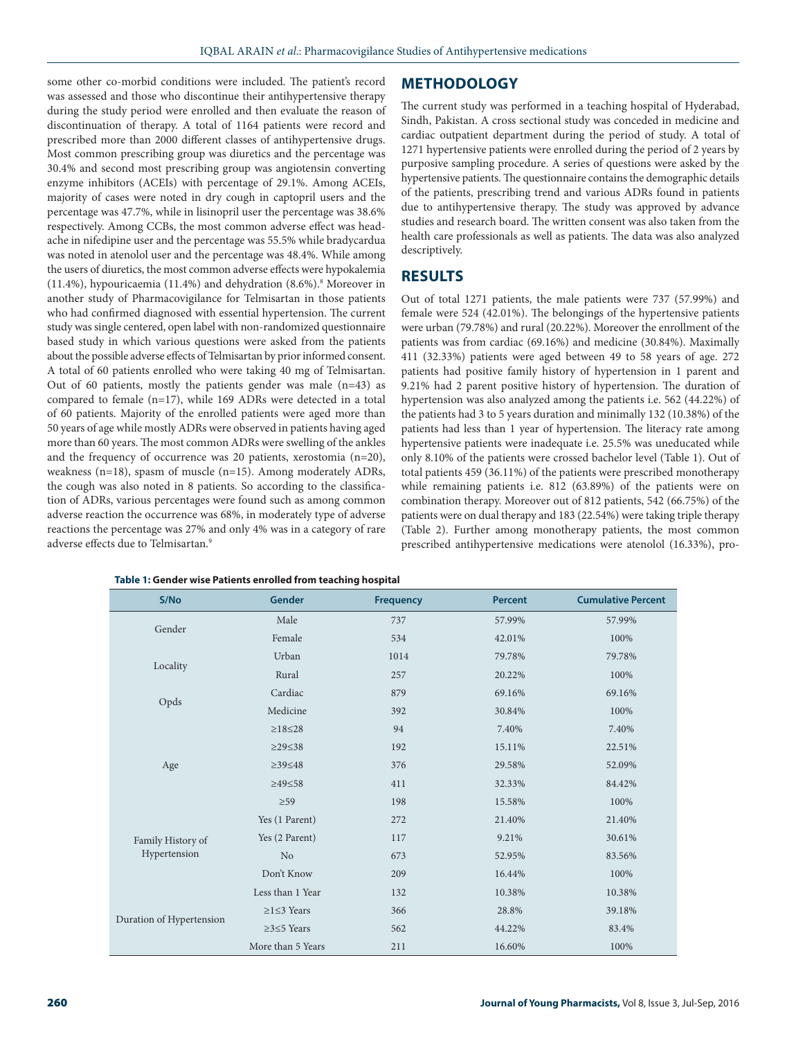some other co-morbid conditions were included. The patient's record was assessed and those who discontinue their antihypertensive therapy during the study period were enrolled and then evaluate the reason of discontinuation of therapy. A total of 1164 patients were record and prescribed more than 2000 different classes of antihypertensive drugs. Most common prescribing group was diuretics and the percentage was 30.4% and second most prescribing group was angiotensin converting enzyme inhibitors (ACEIs) with percentage of 29.1%. Among ACEIs, majority of cases were noted in dry cough in captopril users and the percentage was 47.7%, while in lisinopril user the percentage was 38.6% respectively. Among CCBs, the most common adverse effect was headache in nifedipine user and the percentage was 55.5% while bradycardua was noted in atenolol user and the percentage was 48.4%. While among the users of diuretics, the most common adverse effects were hypokalemia (11.4%), hypouricaemia (11.4%) and dehydration (8.6%).[8] Moreover in another study of Pharmacovigilance for Telmisartan in those patients who had confirmed diagnosed with essential hypertension. The current study was single centered, open label with non-randomized questionnaire based study in which various questions were asked from the patients about the possible adverse effects of Telmisartan by prior informed consent. A total of 60 patients enrolled who were taking 40 mg of Telmisartan. Out of 60 patients, mostly the patients gender was male (n=43) as compared to female (n=17), while 169 ADRs were detected in a total of 60 patients. Majority of the enrolled patients were aged more than 50 years of age while mostly ADRs were observed in patients having aged more than 60 years. The most common ADRs were swelling of the ankles and the frequency of occurrence was 20 patients, xerostomia (n=20), weakness (n=18), spasm of muscle (n=15). Among moderately ADRs, the cough was also noted in 8 patients. So according to the classification of ADRs, various percentages were found such as among common adverse reaction the occurrence was 68%, in moderately type of adverse reactions the percentage was 27% and only 4% was in a category of rare adverse effects due to Telmisartan.[9]

## METHODOLOGY

The current study was performed in a teaching hospital of Hyderabad, Sindh, Pakistan. A cross sectional study was conceded in medicine and cardiac outpatient department during the period of study. A total of 1271 hypertensive patients were enrolled during the period of 2 years by purposive sampling procedure. A series of questions were asked by the hypertensive patients. The questionnaire contains the demographic details of the patients, prescribing trend and various ADRs found in patients due to antihypertensive therapy. The study was approved by advance studies and research board. The written consent was also taken from the health care professionals as well as patients. The data was also analyzed descriptively.

## RESULTS

Out of total 1271 patients, the male patients were 737 (57.99%) and female were 524 (42.01%). The belongings of the hypertensive patients were urban (79.78%) and rural (20.22%). Moreover the enrollment of the patients was from cardiac (69.16%) and medicine (30.84%). Maximally 411 (32.33%) patients were aged between 49 to 58 years of age. 272 patients had positive family history of hypertension in 1 parent and 9.21% had 2 parent positive history of hypertension. The duration of hypertension was also analyzed among the patients i.e. 562 (44.22%) of the patients had 3 to 5 years duration and minimally 132 (10.38%) of the patients had less than 1 year of hypertension. The literacy rate among hypertensive patients were inadequate i.e. 25.5% was uneducated while only 8.10% of the patients were crossed bachelor level (Table 1). Out of total patients 459 (36.11%) of the patients were prescribed monotherapy while remaining patients i.e. 812 (63.89%) of the patients were on combination therapy. Moreover out of 812 patients, 542 (66.75%) of the patients were on dual therapy and 183 (22.54%) were taking triple therapy (Table 2). Further among monotherapy patients, the most common prescribed antihypertensive medications were atenolol (16.33%), pro-

**Table 1: Gender wise Patients enrolled from teaching hospital**

| S/No | Gender | Frequency | Percent | Cumulative Percent |
|---|---|---|---|---|
| Gender | Male | 737 | 57.99% | 57.99% |
| | Female | 534 | 42.01% | 100% |
| Locality | Urban | 1014 | 79.78% | 79.78% |
| | Rural | 257 | 20.22% | 100% |
| Opds | Cardiac | 879 | 69.16% | 69.16% |
| | Medicine | 392 | 30.84% | 100% |
| Age | ≥18≤28 | 94 | 7.40% | 7.40% |
| | ≥29≤38 | 192 | 15.11% | 22.51% |
| | ≥39≤48 | 376 | 29.58% | 52.09% |
| | ≥49≤58 | 411 | 32.33% | 84.42% |
| | ≥59 | 198 | 15.58% | 100% |
| Family History of Hypertension | Yes (1 Parent) | 272 | 21.40% | 21.40% |
| | Yes (2 Parent) | 117 | 9.21% | 30.61% |
| | No | 673 | 52.95% | 83.56% |
| | Don't Know | 209 | 16.44% | 100% |
| Duration of Hypertension | Less than 1 Year | 132 | 10.38% | 10.38% |
| | ≥1≤3 Years | 366 | 28.8% | 39.18% |
| | ≥3≤5 Years | 562 | 44.22% | 83.4% |
| | More than 5 Years | 211 | 16.60% | 100% |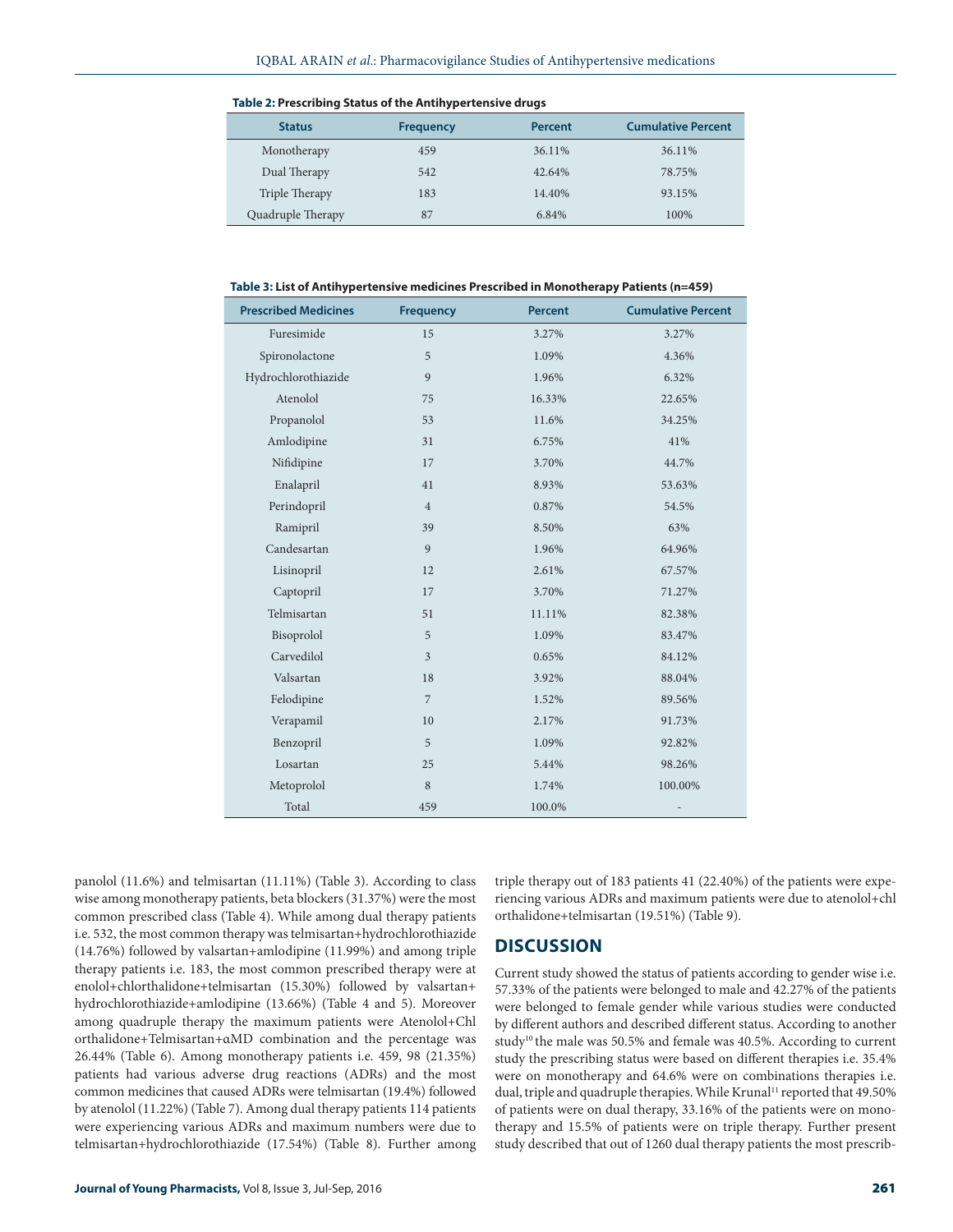**Table 2: Prescribing Status of the Antihypertensive drugs**

| Status | Frequency | Percent | Cumulative Percent |
|---|---|---|---|
| Monotherapy | 459 | 36.11% | 36.11% |
| Dual Therapy | 542 | 42.64% | 78.75% |
| Triple Therapy | 183 | 14.40% | 93.15% |
| Quadruple Therapy | 87 | 6.84% | 100% |

**Table 3: List of Antihypertensive medicines Prescribed in Monotherapy Patients (n=459)**

| Prescribed Medicines | Frequency | Percent | Cumulative Percent |
|---|---|---|---|
| Furesimide | 15 | 3.27% | 3.27% |
| Spironolactone | 5 | 1.09% | 4.36% |
| Hydrochlorothiazide | 9 | 1.96% | 6.32% |
| Atenolol | 75 | 16.33% | 22.65% |
| Propanolol | 53 | 11.6% | 34.25% |
| Amlodipine | 31 | 6.75% | 41% |
| Nifidipine | 17 | 3.70% | 44.7% |
| Enalapril | 41 | 8.93% | 53.63% |
| Perindopril | 4 | 0.87% | 54.5% |
| Ramipril | 39 | 8.50% | 63% |
| Candesartan | 9 | 1.96% | 64.96% |
| Lisinopril | 12 | 2.61% | 67.57% |
| Captopril | 17 | 3.70% | 71.27% |
| Telmisartan | 51 | 11.11% | 82.38% |
| Bisoprolol | 5 | 1.09% | 83.47% |
| Carvedilol | 3 | 0.65% | 84.12% |
| Valsartan | 18 | 3.92% | 88.04% |
| Felodipine | 7 | 1.52% | 89.56% |
| Verapamil | 10 | 2.17% | 91.73% |
| Benzopril | 5 | 1.09% | 92.82% |
| Losartan | 25 | 5.44% | 98.26% |
| Metoprolol | 8 | 1.74% | 100.00% |
| Total | 459 | 100.0% | - |

panolol (11.6%) and telmisartan (11.11%) (Table 3). According to class wise among monotherapy patients, beta blockers (31.37%) were the most common prescribed class (Table 4). While among dual therapy patients i.e. 532, the most common therapy was telmisartan+hydrochlorothiazide (14.76%) followed by valsartan+amlodipine (11.99%) and among triple therapy patients i.e. 183, the most common prescribed therapy were at enolol+chlorthalidone+telmisartan (15.30%) followed by valsartan+ hydrochlorothiazide+amlodipine (13.66%) (Table 4 and 5). Moreover among quadruple therapy the maximum patients were Atenolol+Chl orthalidone+Telmisartan+αMD combination and the percentage was 26.44% (Table 6). Among monotherapy patients i.e. 459, 98 (21.35%) patients had various adverse drug reactions (ADRs) and the most common medicines that caused ADRs were telmisartan (19.4%) followed by atenolol (11.22%) (Table 7). Among dual therapy patients 114 patients were experiencing various ADRs and maximum numbers were due to telmisartan+hydrochlorothiazide (17.54%) (Table 8). Further among triple therapy out of 183 patients 41 (22.40%) of the patients were experiencing various ADRs and maximum patients were due to atenolol+chl orthalidone+telmisartan (19.51%) (Table 9).

## DISCUSSION

Current study showed the status of patients according to gender wise i.e. 57.33% of the patients were belonged to male and 42.27% of the patients were belonged to female gender while various studies were conducted by different authors and described different status. According to another study[10] the male was 50.5% and female was 40.5%. According to current study the prescribing status were based on different therapies i.e. 35.4% were on monotherapy and 64.6% were on combinations therapies i.e. dual, triple and quadruple therapies. While Krunal[11] reported that 49.50% of patients were on dual therapy, 33.16% of the patients were on monotherapy and 15.5% of patients were on triple therapy. Further present study described that out of 1260 dual therapy patients the most prescrib-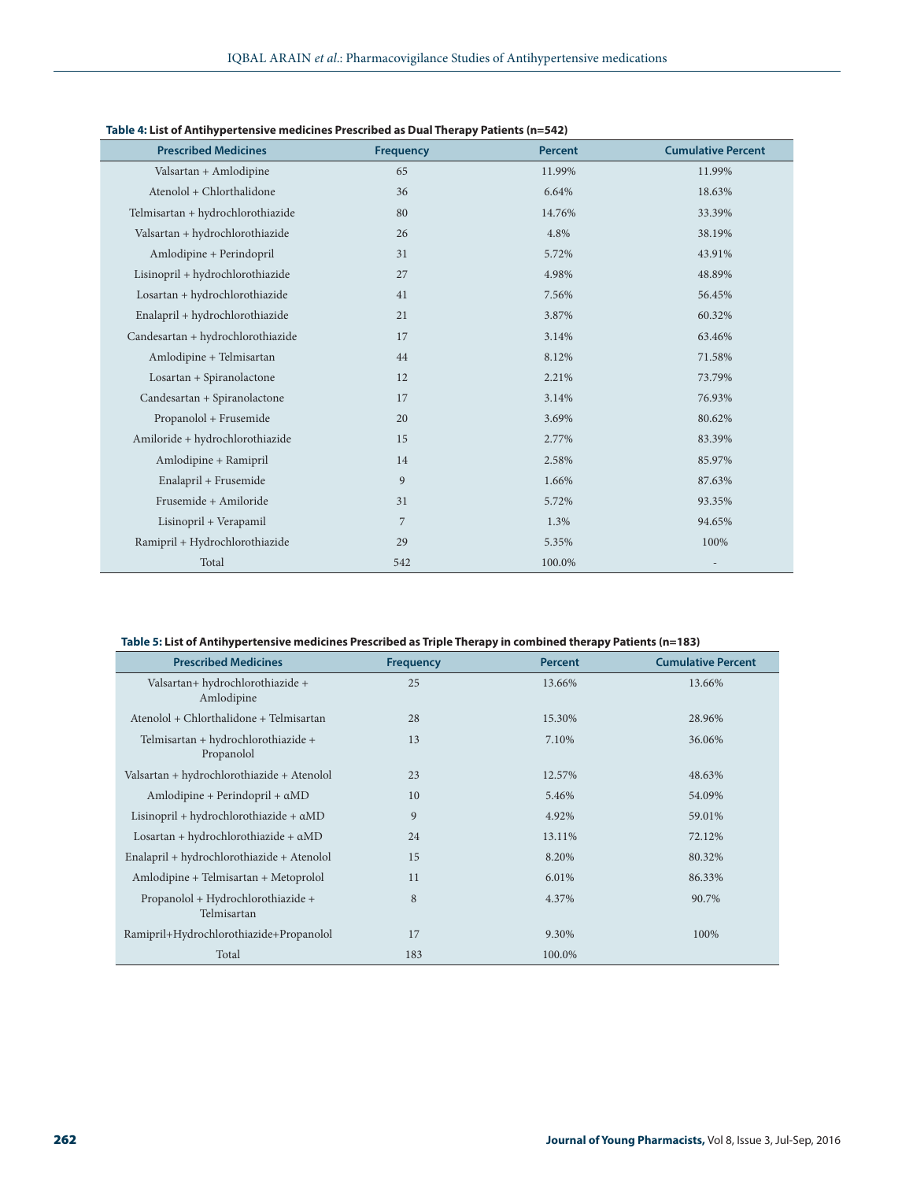**Table 4: List of Antihypertensive medicines Prescribed as Dual Therapy Patients (n=542)**

| Prescribed Medicines | Frequency | Percent | Cumulative Percent |
|---|---|---|---|
| Valsartan + Amlodipine | 65 | 11.99% | 11.99% |
| Atenolol + Chlorthalidone | 36 | 6.64% | 18.63% |
| Telmisartan + hydrochlorothiazide | 80 | 14.76% | 33.39% |
| Valsartan + hydrochlorothiazide | 26 | 4.8% | 38.19% |
| Amlodipine + Perindopril | 31 | 5.72% | 43.91% |
| Lisinopril + hydrochlorothiazide | 27 | 4.98% | 48.89% |
| Losartan + hydrochlorothiazide | 41 | 7.56% | 56.45% |
| Enalapril + hydrochlorothiazide | 21 | 3.87% | 60.32% |
| Candesartan + hydrochlorothiazide | 17 | 3.14% | 63.46% |
| Amlodipine + Telmisartan | 44 | 8.12% | 71.58% |
| Losartan + Spiranolactone | 12 | 2.21% | 73.79% |
| Candesartan + Spiranolactone | 17 | 3.14% | 76.93% |
| Propanolol + Frusemide | 20 | 3.69% | 80.62% |
| Amiloride + hydrochlorothiazide | 15 | 2.77% | 83.39% |
| Amlodipine + Ramipril | 14 | 2.58% | 85.97% |
| Enalapril + Frusemide | 9 | 1.66% | 87.63% |
| Frusemide + Amiloride | 31 | 5.72% | 93.35% |
| Lisinopril + Verapamil | 7 | 1.3% | 94.65% |
| Ramipril + Hydrochlorothiazide | 29 | 5.35% | 100% |
| Total | 542 | 100.0% | - |

**Table 5: List of Antihypertensive medicines Prescribed as Triple Therapy in combined therapy Patients (n=183)**

| Prescribed Medicines | Frequency | Percent | Cumulative Percent |
|---|---|---|---|
| Valsartan+ hydrochlorothiazide + Amlodipine | 25 | 13.66% | 13.66% |
| Atenolol + Chlorthalidone + Telmisartan | 28 | 15.30% | 28.96% |
| Telmisartan + hydrochlorothiazide + Propanolol | 13 | 7.10% | 36.06% |
| Valsartan + hydrochlorothiazide + Atenolol | 23 | 12.57% | 48.63% |
| Amlodipine + Perindopril + αMD | 10 | 5.46% | 54.09% |
| Lisinopril + hydrochlorothiazide + αMD | 9 | 4.92% | 59.01% |
| Losartan + hydrochlorothiazide + αMD | 24 | 13.11% | 72.12% |
| Enalapril + hydrochlorothiazide + Atenolol | 15 | 8.20% | 80.32% |
| Amlodipine + Telmisartan + Metoprolol | 11 | 6.01% | 86.33% |
| Propanolol + Hydrochlorothiazide + Telmisartan | 8 | 4.37% | 90.7% |
| Ramipril+Hydrochlorothiazide+Propanolol | 17 | 9.30% | 100% |
| Total | 183 | 100.0% | |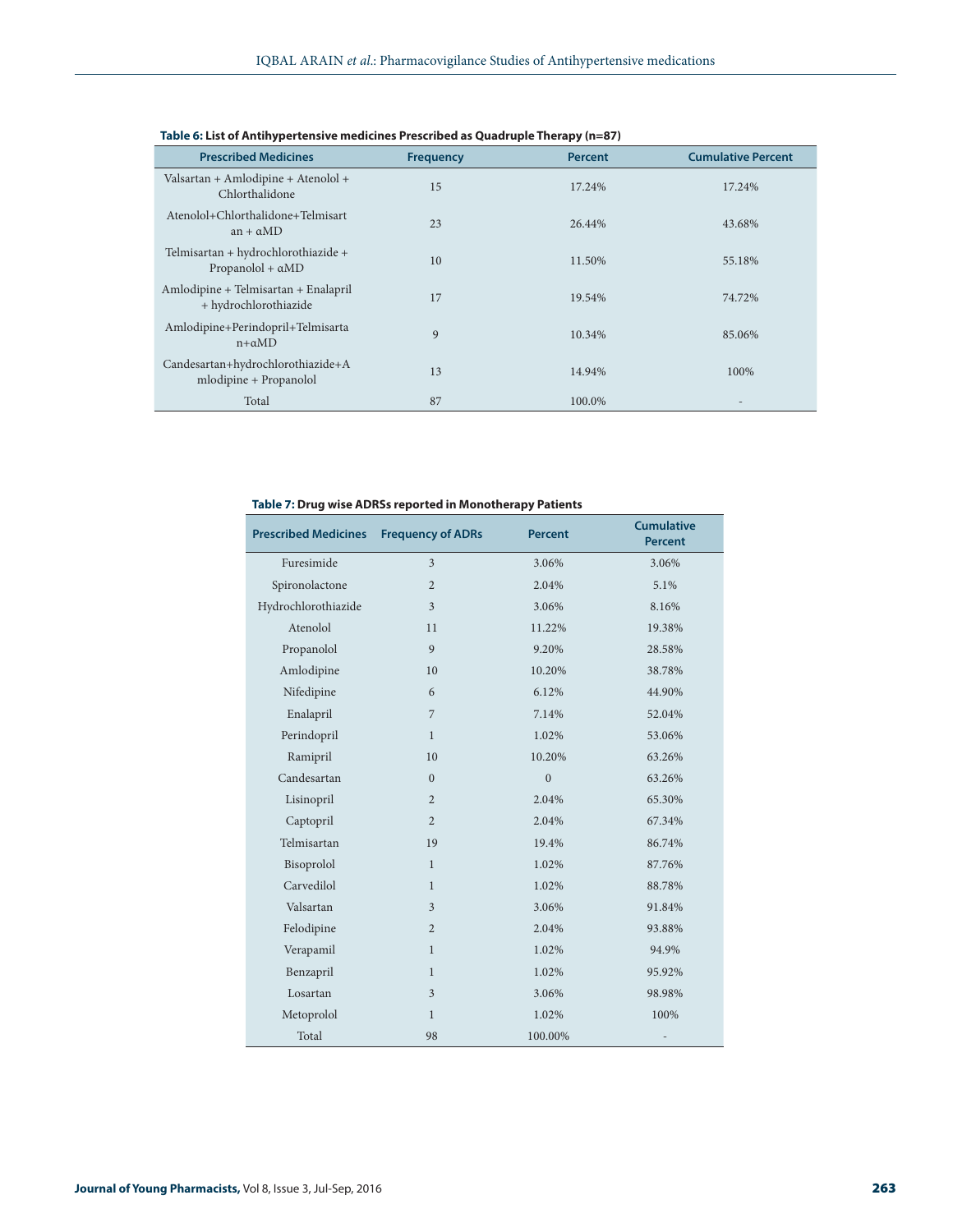**Table 6: List of Antihypertensive medicines Prescribed as Quadruple Therapy (n=87)**

| Prescribed Medicines | Frequency | Percent | Cumulative Percent |
|---|---|---|---|
| Valsartan + Amlodipine + Atenolol + Chlorthalidone | 15 | 17.24% | 17.24% |
| Atenolol+Chlorthalidone+Telmisartan + αMD | 23 | 26.44% | 43.68% |
| Telmisartan + hydrochlorothiazide + Propanolol + αMD | 10 | 11.50% | 55.18% |
| Amlodipine + Telmisartan + Enalapril + hydrochlorothiazide | 17 | 19.54% | 74.72% |
| Amlodipine+Perindopril+Telmisartan+αMD | 9 | 10.34% | 85.06% |
| Candesartan+hydrochlorothiazide+Amlodipine + Propanolol | 13 | 14.94% | 100% |
| Total | 87 | 100.0% | - |

**Table 7: Drug wise ADRSs reported in Monotherapy Patients**

| Prescribed Medicines | Frequency of ADRs | Percent | Cumulative Percent |
|---|---|---|---|
| Furesimide | 3 | 3.06% | 3.06% |
| Spironolactone | 2 | 2.04% | 5.1% |
| Hydrochlorothiazide | 3 | 3.06% | 8.16% |
| Atenolol | 11 | 11.22% | 19.38% |
| Propanolol | 9 | 9.20% | 28.58% |
| Amlodipine | 10 | 10.20% | 38.78% |
| Nifedipine | 6 | 6.12% | 44.90% |
| Enalapril | 7 | 7.14% | 52.04% |
| Perindopril | 1 | 1.02% | 53.06% |
| Ramipril | 10 | 10.20% | 63.26% |
| Candesartan | 0 | 0 | 63.26% |
| Lisinopril | 2 | 2.04% | 65.30% |
| Captopril | 2 | 2.04% | 67.34% |
| Telmisartan | 19 | 19.4% | 86.74% |
| Bisoprolol | 1 | 1.02% | 87.76% |
| Carvedilol | 1 | 1.02% | 88.78% |
| Valsartan | 3 | 3.06% | 91.84% |
| Felodipine | 2 | 2.04% | 93.88% |
| Verapamil | 1 | 1.02% | 94.9% |
| Benzapril | 1 | 1.02% | 95.92% |
| Losartan | 3 | 3.06% | 98.98% |
| Metoprolol | 1 | 1.02% | 100% |
| Total | 98 | 100.00% | - |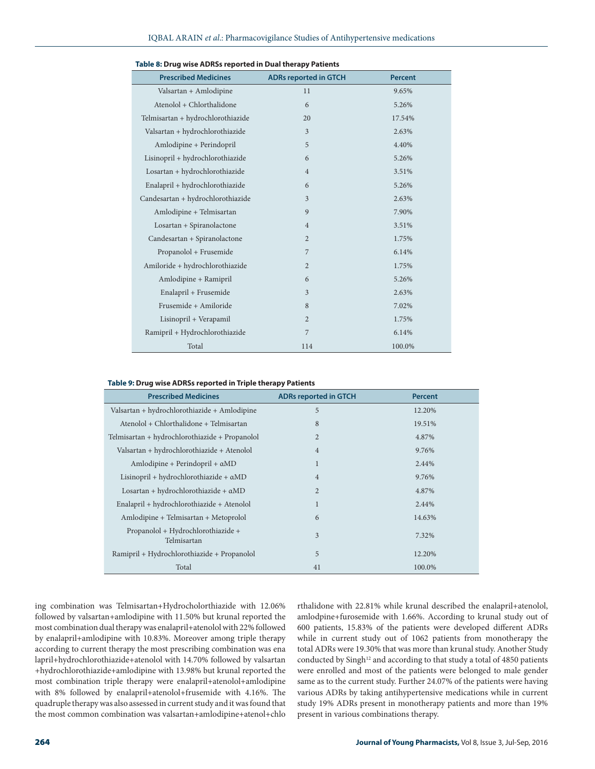**Table 8:** Drug wise ADRSs reported in Dual therapy Patients

| Prescribed Medicines | ADRs reported in GTCH | Percent |
|---|---|---|
| Valsartan + Amlodipine | 11 | 9.65% |
| Atenolol + Chlorthalidone | 6 | 5.26% |
| Telmisartan + hydrochlorothiazide | 20 | 17.54% |
| Valsartan + hydrochlorothiazide | 3 | 2.63% |
| Amlodipine + Perindopril | 5 | 4.40% |
| Lisinopril + hydrochlorothiazide | 6 | 5.26% |
| Losartan + hydrochlorothiazide | 4 | 3.51% |
| Enalapril + hydrochlorothiazide | 6 | 5.26% |
| Candesartan + hydrochlorothiazide | 3 | 2.63% |
| Amlodipine + Telmisartan | 9 | 7.90% |
| Losartan + Spiranolactone | 4 | 3.51% |
| Candesartan + Spiranolactone | 2 | 1.75% |
| Propanolol + Frusemide | 7 | 6.14% |
| Amiloride + hydrochlorothiazide | 2 | 1.75% |
| Amlodipine + Ramipril | 6 | 5.26% |
| Enalapril + Frusemide | 3 | 2.63% |
| Frusemide + Amiloride | 8 | 7.02% |
| Lisinopril + Verapamil | 2 | 1.75% |
| Ramipril + Hydrochlorothiazide | 7 | 6.14% |
| Total | 114 | 100.0% |

**Table 9:** Drug wise ADRSs reported in Triple therapy Patients

| Prescribed Medicines | ADRs reported in GTCH | Percent |
|---|---|---|
| Valsartan + hydrochlorothiazide + Amlodipine | 5 | 12.20% |
| Atenolol + Chlorthalidone + Telmisartan | 8 | 19.51% |
| Telmisartan + hydrochlorothiazide + Propanolol | 2 | 4.87% |
| Valsartan + hydrochlorothiazide + Atenolol | 4 | 9.76% |
| Amlodipine + Perindopril + αMD | 1 | 2.44% |
| Lisinopril + hydrochlorothiazide + αMD | 4 | 9.76% |
| Losartan + hydrochlorothiazide + αMD | 2 | 4.87% |
| Enalapril + hydrochlorothiazide + Atenolol | 1 | 2.44% |
| Amlodipine + Telmisartan + Metoprolol | 6 | 14.63% |
| Propanolol + Hydrochlorothiazide + Telmisartan | 3 | 7.32% |
| Ramipril + Hydrochlorothiazide + Propanolol | 5 | 12.20% |
| Total | 41 | 100.0% |

ing combination was Telmisartan+Hydrocholorthiazide with 12.06% followed by valsartan+amlodipine with 11.50% but krunal reported the most combination dual therapy was enalapril+atenolol with 22% followed by enalapril+amlodipine with 10.83%. Moreover among triple therapy according to current therapy the most prescribing combination was ena lapril+hydrochlorothiazide+atenolol with 14.70% followed by valsartan +hydrochlorothiazide+amlodipine with 13.98% but krunal reported the most combination triple therapy were enalapril+atenolol+amlodipine with 8% followed by enalapril+atenolol+frusemide with 4.16%. The quadruple therapy was also assessed in current study and it was found that the most common combination was valsartan+amlodipine+atenol+chlorthalidone with 22.81% while krunal described the enalapril+atenolol, amlodpine+furosemide with 1.66%. According to krunal study out of 600 patients, 15.83% of the patients were developed different ADRs while in current study out of 1062 patients from monotherapy the total ADRs were 19.30% that was more than krunal study. Another Study conducted by Singh[12] and according to that study a total of 4850 patients were enrolled and most of the patients were belonged to male gender same as to the current study. Further 24.07% of the patients were having various ADRs by taking antihypertensive medications while in current study 19% ADRs present in monotherapy patients and more than 19% present in various combinations therapy.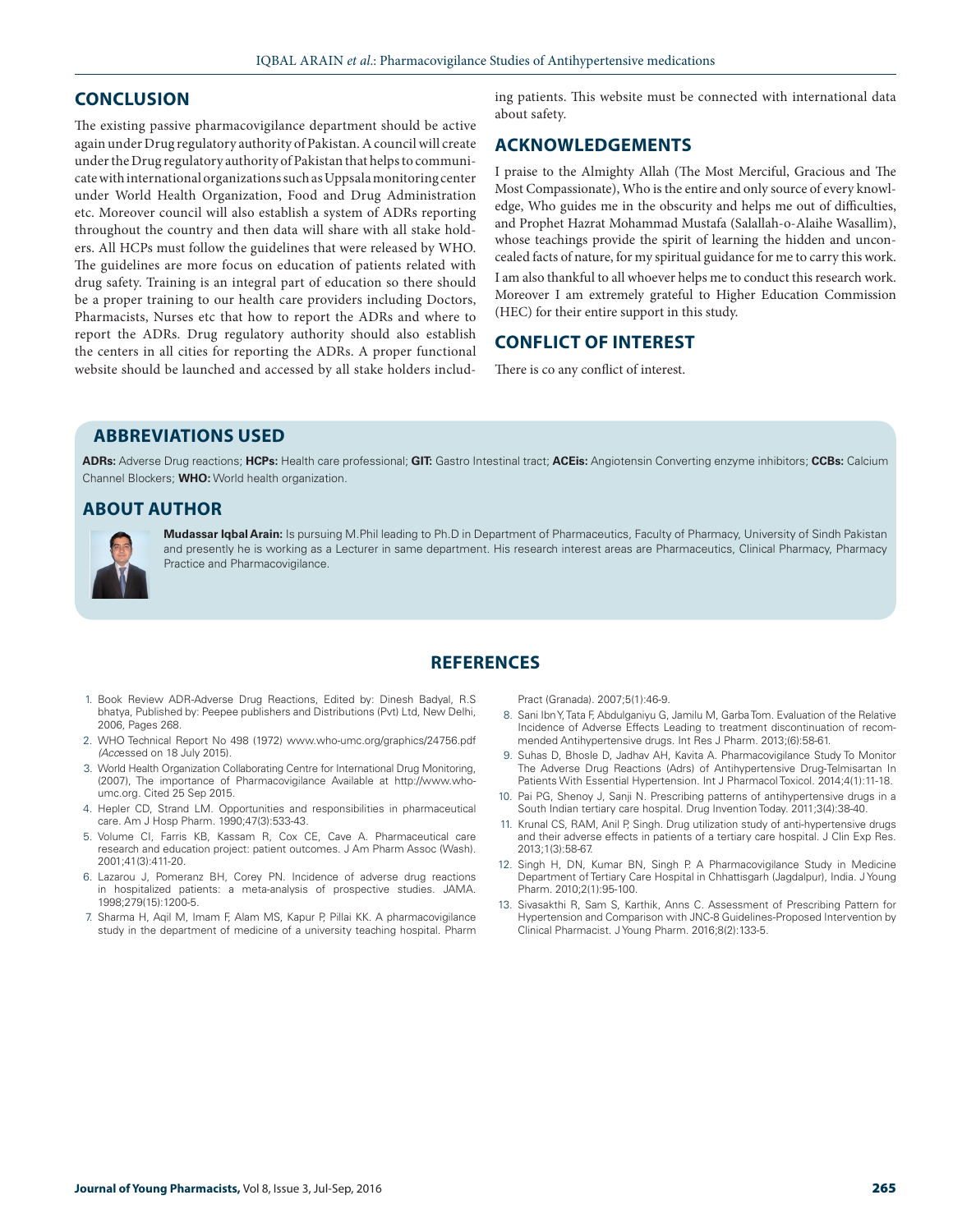## CONCLUSION

The existing passive pharmacovigilance department should be active again under Drug regulatory authority of Pakistan. A council will create under the Drug regulatory authority of Pakistan that helps to communicate with international organizations such as Uppsala monitoring center under World Health Organization, Food and Drug Administration etc. Moreover council will also establish a system of ADRs reporting throughout the country and then data will share with all stake holders. All HCPs must follow the guidelines that were released by WHO. The guidelines are more focus on education of patients related with drug safety. Training is an integral part of education so there should be a proper training to our health care providers including Doctors, Pharmacists, Nurses etc that how to report the ADRs and where to report the ADRs. Drug regulatory authority should also establish the centers in all cities for reporting the ADRs. A proper functional website should be launched and accessed by all stake holders including patients. This website must be connected with international data about safety.

## ACKNOWLEDGEMENTS

I praise to the Almighty Allah (The Most Merciful, Gracious and The Most Compassionate), Who is the entire and only source of every knowledge, Who guides me in the obscurity and helps me out of difficulties, and Prophet Hazrat Mohammad Mustafa (Salallah-o-Alaihe Wasallim), whose teachings provide the spirit of learning the hidden and unconcealed facts of nature, for my spiritual guidance for me to carry this work.

I am also thankful to all whoever helps me to conduct this research work. Moreover I am extremely grateful to Higher Education Commission (HEC) for their entire support in this study.

## CONFLICT OF INTEREST

There is co any conflict of interest.

## ABBREVIATIONS USED

**ADRs:** Adverse Drug reactions; **HCPs:** Health care professional; **GIT:** Gastro Intestinal tract; **ACEis:** Angiotensin Converting enzyme inhibitors; **CCBs:** Calcium Channel Blockers; **WHO:** World health organization.

## ABOUT AUTHOR

**Mudassar Iqbal Arain:** Is pursuing M.Phil leading to Ph.D in Department of Pharmaceutics, Faculty of Pharmacy, University of Sindh Pakistan and presently he is working as a Lecturer in same department. His research interest areas are Pharmaceutics, Clinical Pharmacy, Pharmacy Practice and Pharmacovigilance.

## REFERENCES

1. Book Review ADR-Adverse Drug Reactions, Edited by: Dinesh Badyal, R.S bhatya, Published by: Peepee publishers and Distributions (Pvt) Ltd, New Delhi, 2006, Pages 268.
2. WHO Technical Report No 498 (1972) www.who-umc.org/graphics/24756.pdf *(Accessed on 18 July 2015).*
3. World Health Organization Collaborating Centre for International Drug Monitoring, (2007), The importance of Pharmacovigilance Available at http://www.who-umc.org. Cited 25 Sep 2015.
4. Hepler CD, Strand LM. Opportunities and responsibilities in pharmaceutical care. Am J Hosp Pharm. 1990;47(3):533-43.
5. Volume CI, Farris KB, Kassam R, Cox CE, Cave A. Pharmaceutical care research and education project: patient outcomes. J Am Pharm Assoc (Wash). 2001;41(3):411-20.
6. Lazarou J, Pomeranz BH, Corey PN. Incidence of adverse drug reactions in hospitalized patients: a meta-analysis of prospective studies. JAMA. 1998;279(15):1200-5.
7. Sharma H, Aqil M, Imam F, Alam MS, Kapur P, Pillai KK. A pharmacovigilance study in the department of medicine of a university teaching hospital. Pharm Pract (Granada). 2007;5(1):46-9.
8. Sani Ibn Y, Tata F, Abdulganiyu G, Jamilu M, Garba Tom. Evaluation of the Relative Incidence of Adverse Effects Leading to treatment discontinuation of recommended Antihypertensive drugs. Int Res J Pharm. 2013;(6):58-61.
9. Suhas D, Bhosle D, Jadhav AH, Kavita A. Pharmacovigilance Study To Monitor The Adverse Drug Reactions (Adrs) of Antihypertensive Drug-Telmisartan In Patients With Essential Hypertension. Int J Pharmacol Toxicol. 2014;4(1):11-18.
10. Pai PG, Shenoy J, Sanji N. Prescribing patterns of antihypertensive drugs in a South Indian tertiary care hospital. Drug Invention Today. 2011;3(4):38-40.
11. Krunal CS, RAM, Anil P, Singh. Drug utilization study of anti-hypertensive drugs and their adverse effects in patients of a tertiary care hospital. J Clin Exp Res. 2013;1(3):58-67.
12. Singh H, DN, Kumar BN, Singh P. A Pharmacovigilance Study in Medicine Department of Tertiary Care Hospital in Chhattisgarh (Jagdalpur), India. J Young Pharm. 2010;2(1):95-100.
13. Sivasakthi R, Sam S, Karthik, Anns C. Assessment of Prescribing Pattern for Hypertension and Comparison with JNC-8 Guidelines-Proposed Intervention by Clinical Pharmacist. J Young Pharm. 2016;8(2):133-5.